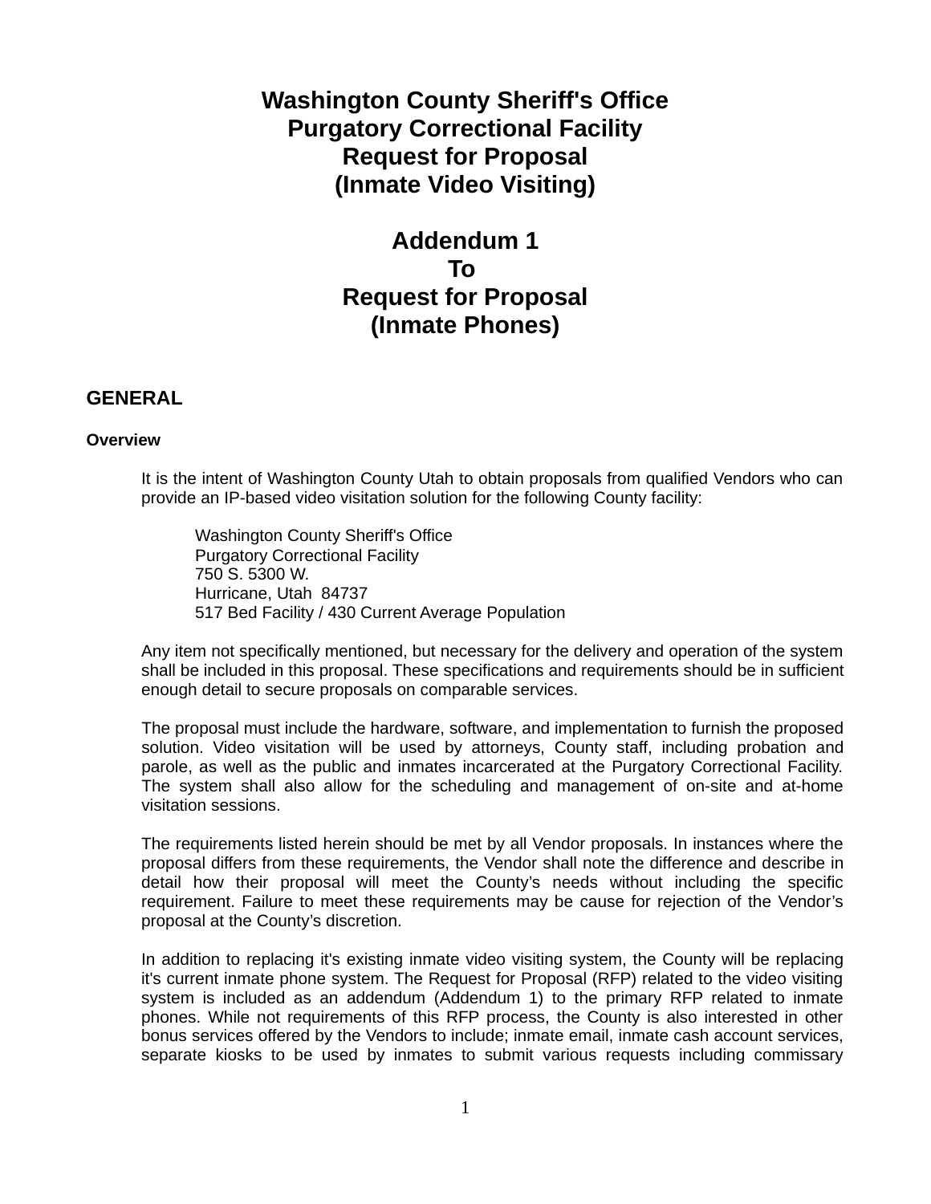# Washington County Sheriff's Office
# Purgatory Correctional Facility
# Request for Proposal
# (Inmate Video Visiting)

# Addendum 1
# To
# Request for Proposal
# (Inmate Phones)

## GENERAL

### Overview

It is the intent of Washington County Utah to obtain proposals from qualified Vendors who can provide an IP-based video visitation solution for the following County facility:

> Washington County Sheriff's Office
> Purgatory Correctional Facility
> 750 S. 5300 W.
> Hurricane, Utah 84737
> 517 Bed Facility / 430 Current Average Population

Any item not specifically mentioned, but necessary for the delivery and operation of the system shall be included in this proposal. These specifications and requirements should be in sufficient enough detail to secure proposals on comparable services.

The proposal must include the hardware, software, and implementation to furnish the proposed solution. Video visitation will be used by attorneys, County staff, including probation and parole, as well as the public and inmates incarcerated at the Purgatory Correctional Facility. The system shall also allow for the scheduling and management of on-site and at-home visitation sessions.

The requirements listed herein should be met by all Vendor proposals. In instances where the proposal differs from these requirements, the Vendor shall note the difference and describe in detail how their proposal will meet the County's needs without including the specific requirement. Failure to meet these requirements may be cause for rejection of the Vendor's proposal at the County's discretion.

In addition to replacing it's existing inmate video visiting system, the County will be replacing it's current inmate phone system. The Request for Proposal (RFP) related to the video visiting system is included as an addendum (Addendum 1) to the primary RFP related to inmate phones. While not requirements of this RFP process, the County is also interested in other bonus services offered by the Vendors to include; inmate email, inmate cash account services, separate kiosks to be used by inmates to submit various requests including commissary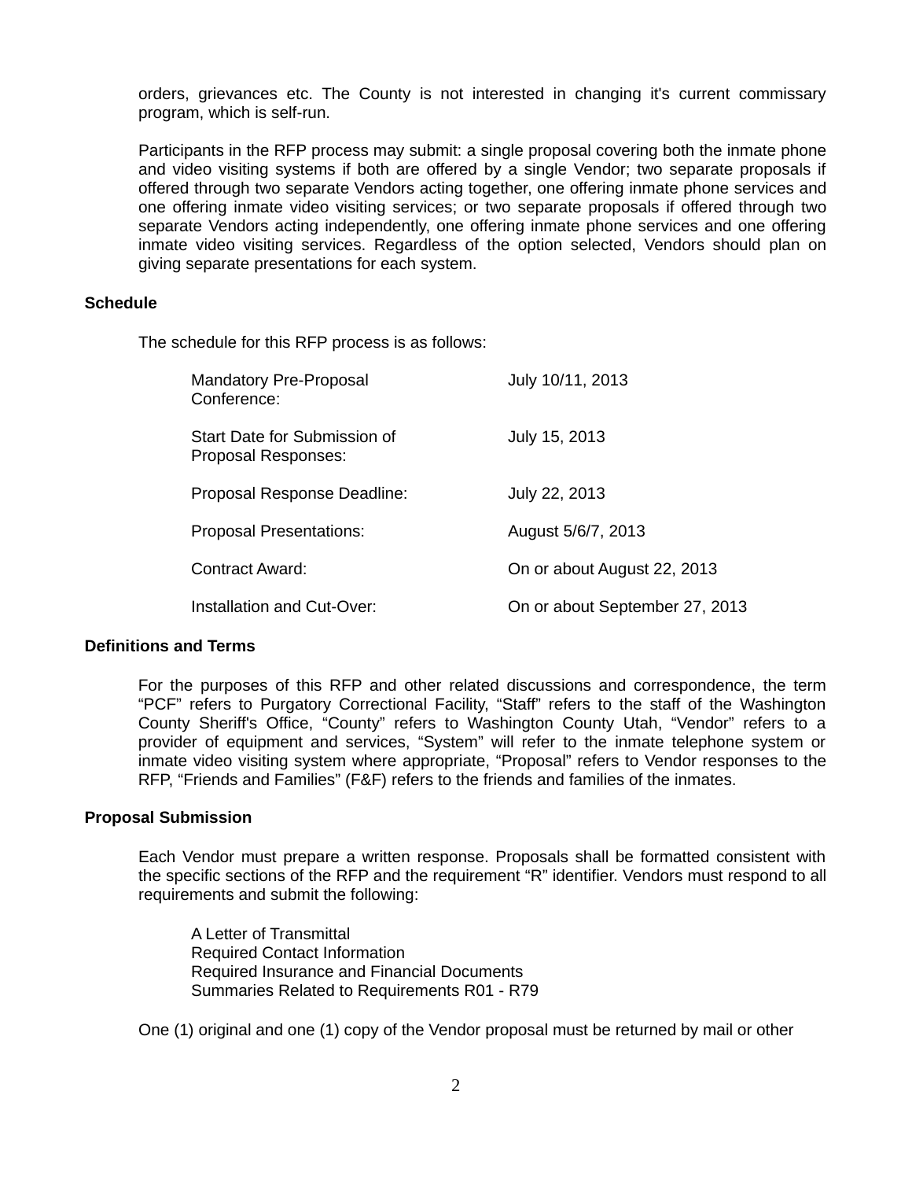orders, grievances etc. The County is not interested in changing it's current commissary program, which is self-run.

Participants in the RFP process may submit: a single proposal covering both the inmate phone and video visiting systems if both are offered by a single Vendor; two separate proposals if offered through two separate Vendors acting together, one offering inmate phone services and one offering inmate video visiting services; or two separate proposals if offered through two separate Vendors acting independently, one offering inmate phone services and one offering inmate video visiting services. Regardless of the option selected, Vendors should plan on giving separate presentations for each system.

**Schedule**

The schedule for this RFP process is as follows:

| | |
|---|---|
| Mandatory Pre-Proposal Conference: | July 10/11, 2013 |
| Start Date for Submission of Proposal Responses: | July 15, 2013 |
| Proposal Response Deadline: | July 22, 2013 |
| Proposal Presentations: | August 5/6/7, 2013 |
| Contract Award: | On or about August 22, 2013 |
| Installation and Cut-Over: | On or about September 27, 2013 |

**Definitions and Terms**

For the purposes of this RFP and other related discussions and correspondence, the term "PCF" refers to Purgatory Correctional Facility, "Staff" refers to the staff of the Washington County Sheriff's Office, "County" refers to Washington County Utah, "Vendor" refers to a provider of equipment and services, "System" will refer to the inmate telephone system or inmate video visiting system where appropriate, "Proposal" refers to Vendor responses to the RFP, "Friends and Families" (F&F) refers to the friends and families of the inmates.

**Proposal Submission**

Each Vendor must prepare a written response. Proposals shall be formatted consistent with the specific sections of the RFP and the requirement "R" identifier. Vendors must respond to all requirements and submit the following:

A Letter of Transmittal
Required Contact Information
Required Insurance and Financial Documents
Summaries Related to Requirements R01 - R79

One (1) original and one (1) copy of the Vendor proposal must be returned by mail or other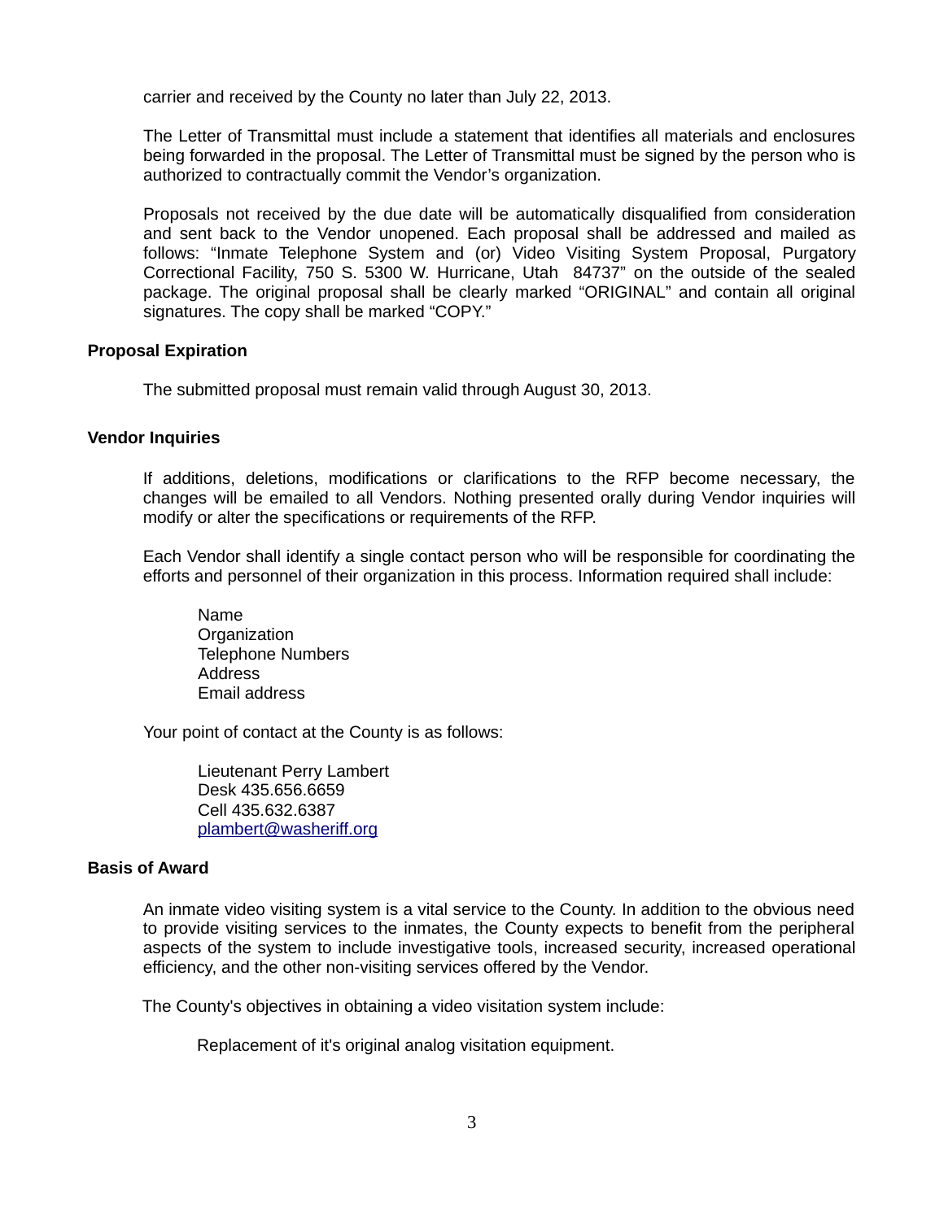carrier and received by the County no later than July 22, 2013.

The Letter of Transmittal must include a statement that identifies all materials and enclosures being forwarded in the proposal. The Letter of Transmittal must be signed by the person who is authorized to contractually commit the Vendor's organization.

Proposals not received by the due date will be automatically disqualified from consideration and sent back to the Vendor unopened. Each proposal shall be addressed and mailed as follows: "Inmate Telephone System and (or) Video Visiting System Proposal, Purgatory Correctional Facility, 750 S. 5300 W. Hurricane, Utah 84737" on the outside of the sealed package. The original proposal shall be clearly marked "ORIGINAL" and contain all original signatures. The copy shall be marked "COPY."

**Proposal Expiration**

The submitted proposal must remain valid through August 30, 2013.

**Vendor Inquiries**

If additions, deletions, modifications or clarifications to the RFP become necessary, the changes will be emailed to all Vendors. Nothing presented orally during Vendor inquiries will modify or alter the specifications or requirements of the RFP.

Each Vendor shall identify a single contact person who will be responsible for coordinating the efforts and personnel of their organization in this process. Information required shall include:

Name
Organization
Telephone Numbers
Address
Email address

Your point of contact at the County is as follows:

Lieutenant Perry Lambert
Desk 435.656.6659
Cell 435.632.6387
plambert@washeriff.org

**Basis of Award**

An inmate video visiting system is a vital service to the County. In addition to the obvious need to provide visiting services to the inmates, the County expects to benefit from the peripheral aspects of the system to include investigative tools, increased security, increased operational efficiency, and the other non-visiting services offered by the Vendor.

The County's objectives in obtaining a video visitation system include:

Replacement of it's original analog visitation equipment.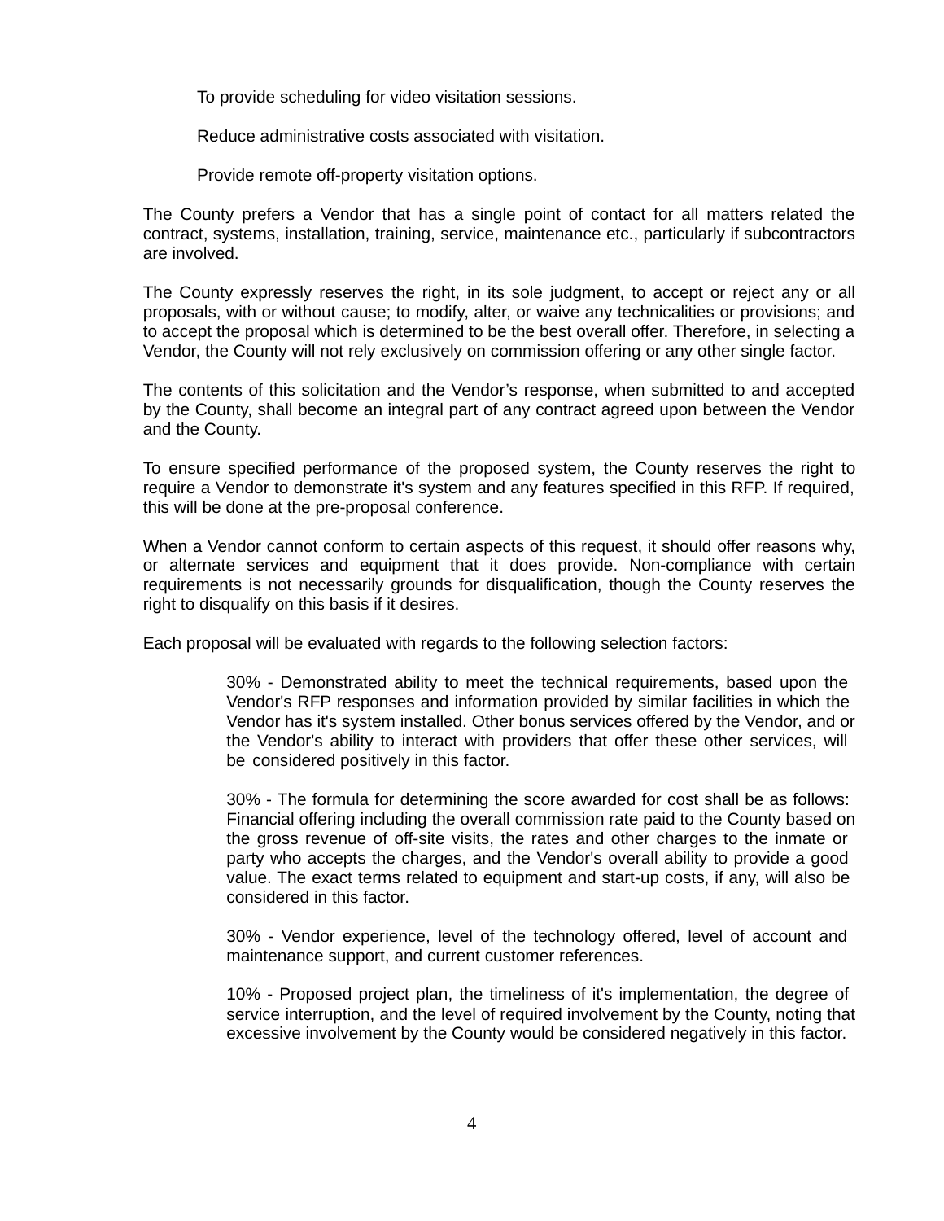To provide scheduling for video visitation sessions.

Reduce administrative costs associated with visitation.

Provide remote off-property visitation options.

The County prefers a Vendor that has a single point of contact for all matters related the contract, systems, installation, training, service, maintenance etc., particularly if subcontractors are involved.

The County expressly reserves the right, in its sole judgment, to accept or reject any or all proposals, with or without cause; to modify, alter, or waive any technicalities or provisions; and to accept the proposal which is determined to be the best overall offer. Therefore, in selecting a Vendor, the County will not rely exclusively on commission offering or any other single factor.

The contents of this solicitation and the Vendor’s response, when submitted to and accepted by the County, shall become an integral part of any contract agreed upon between the Vendor and the County.

To ensure specified performance of the proposed system, the County reserves the right to require a Vendor to demonstrate it's system and any features specified in this RFP. If required, this will be done at the pre-proposal conference.

When a Vendor cannot conform to certain aspects of this request, it should offer reasons why, or alternate services and equipment that it does provide. Non-compliance with certain requirements is not necessarily grounds for disqualification, though the County reserves the right to disqualify on this basis if it desires.

Each proposal will be evaluated with regards to the following selection factors:

30% - Demonstrated ability to meet the technical requirements, based upon the Vendor's RFP responses and information provided by similar facilities in which the Vendor has it's system installed. Other bonus services offered by the Vendor, and or the Vendor's ability to interact with providers that offer these other services, will be considered positively in this factor.

30% - The formula for determining the score awarded for cost shall be as follows: Financial offering including the overall commission rate paid to the County based on the gross revenue of off-site visits, the rates and other charges to the inmate or party who accepts the charges, and the Vendor's overall ability to provide a good value. The exact terms related to equipment and start-up costs, if any, will also be considered in this factor.

30% - Vendor experience, level of the technology offered, level of account and maintenance support, and current customer references.

10% - Proposed project plan, the timeliness of it's implementation, the degree of service interruption, and the level of required involvement by the County, noting that excessive involvement by the County would be considered negatively in this factor.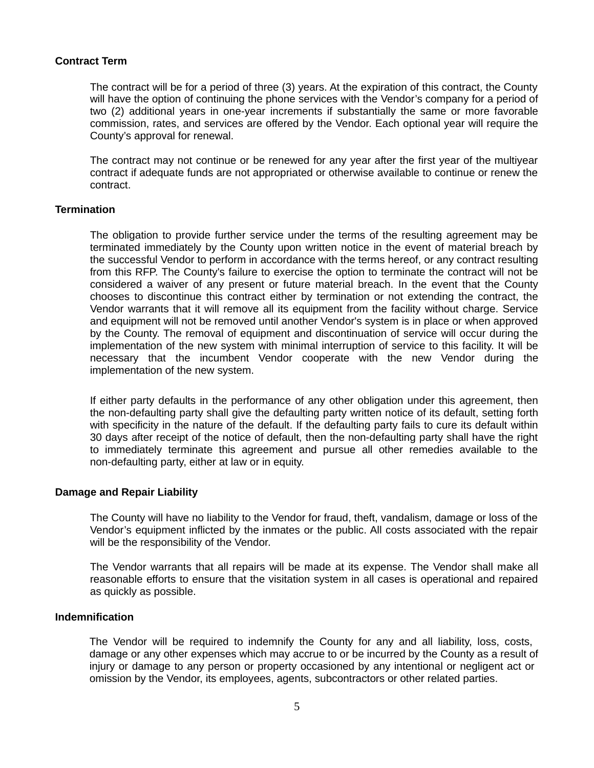**Contract Term**

The contract will be for a period of three (3) years. At the expiration of this contract, the County will have the option of continuing the phone services with the Vendor’s company for a period of two (2) additional years in one-year increments if substantially the same or more favorable commission, rates, and services are offered by the Vendor. Each optional year will require the County’s approval for renewal.

The contract may not continue or be renewed for any year after the first year of the multiyear contract if adequate funds are not appropriated or otherwise available to continue or renew the contract.

**Termination**

The obligation to provide further service under the terms of the resulting agreement may be terminated immediately by the County upon written notice in the event of material breach by the successful Vendor to perform in accordance with the terms hereof, or any contract resulting from this RFP. The County's failure to exercise the option to terminate the contract will not be considered a waiver of any present or future material breach. In the event that the County chooses to discontinue this contract either by termination or not extending the contract, the Vendor warrants that it will remove all its equipment from the facility without charge. Service and equipment will not be removed until another Vendor's system is in place or when approved by the County. The removal of equipment and discontinuation of service will occur during the implementation of the new system with minimal interruption of service to this facility. It will be necessary that the incumbent Vendor cooperate with the new Vendor during the implementation of the new system.

If either party defaults in the performance of any other obligation under this agreement, then the non-defaulting party shall give the defaulting party written notice of its default, setting forth with specificity in the nature of the default. If the defaulting party fails to cure its default within 30 days after receipt of the notice of default, then the non-defaulting party shall have the right to immediately terminate this agreement and pursue all other remedies available to the non-defaulting party, either at law or in equity.

**Damage and Repair Liability**

The County will have no liability to the Vendor for fraud, theft, vandalism, damage or loss of the Vendor’s equipment inflicted by the inmates or the public. All costs associated with the repair will be the responsibility of the Vendor.

The Vendor warrants that all repairs will be made at its expense. The Vendor shall make all reasonable efforts to ensure that the visitation system in all cases is operational and repaired as quickly as possible.

**Indemnification**

The Vendor will be required to indemnify the County for any and all liability, loss, costs, damage or any other expenses which may accrue to or be incurred by the County as a result of injury or damage to any person or property occasioned by any intentional or negligent act or omission by the Vendor, its employees, agents, subcontractors or other related parties.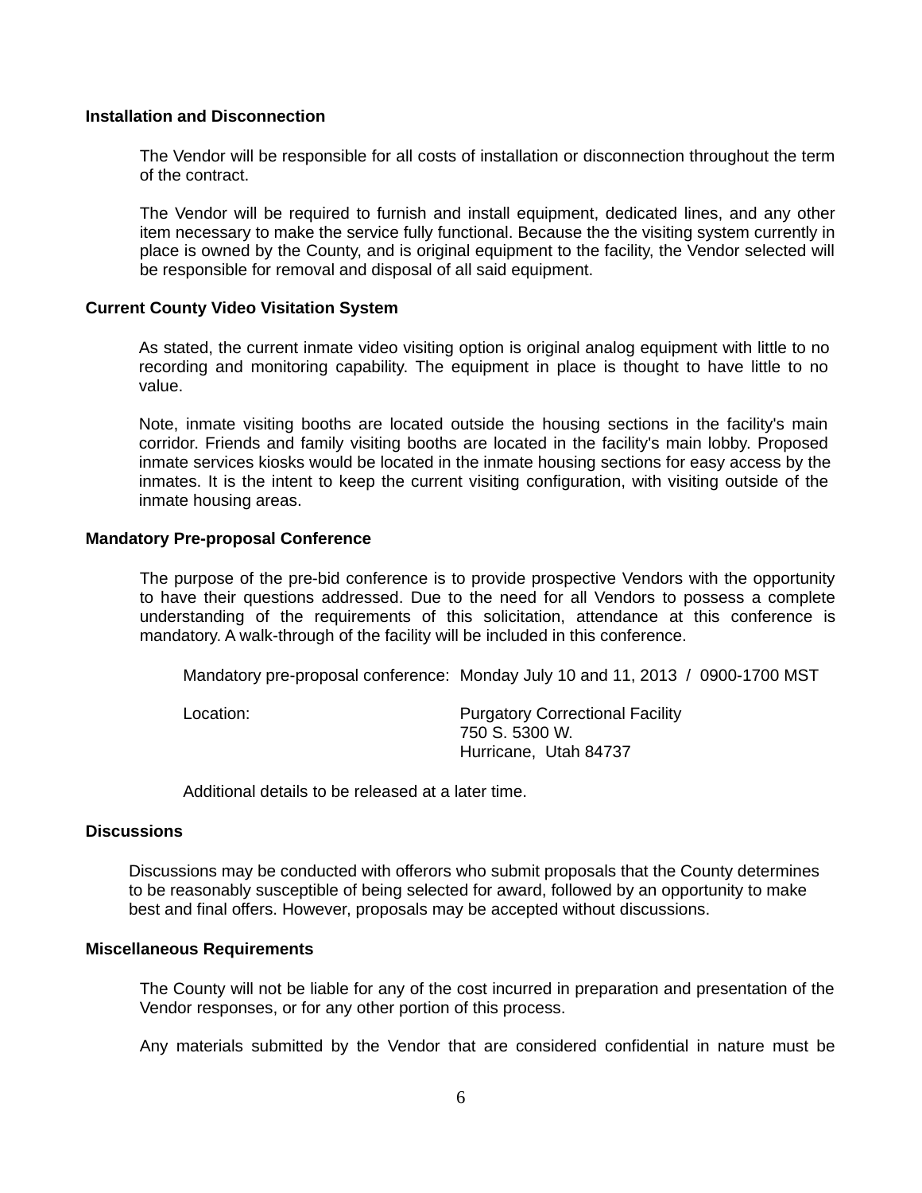**Installation and Disconnection**

The Vendor will be responsible for all costs of installation or disconnection throughout the term of the contract.

The Vendor will be required to furnish and install equipment, dedicated lines, and any other item necessary to make the service fully functional. Because the the visiting system currently in place is owned by the County, and is original equipment to the facility, the Vendor selected will be responsible for removal and disposal of all said equipment.

**Current County Video Visitation System**

As stated, the current inmate video visiting option is original analog equipment with little to no recording and monitoring capability. The equipment in place is thought to have little to no value.

Note, inmate visiting booths are located outside the housing sections in the facility's main corridor. Friends and family visiting booths are located in the facility's main lobby. Proposed inmate services kiosks would be located in the inmate housing sections for easy access by the inmates. It is the intent to keep the current visiting configuration, with visiting outside of the inmate housing areas.

**Mandatory Pre-proposal Conference**

The purpose of the pre-bid conference is to provide prospective Vendors with the opportunity to have their questions addressed. Due to the need for all Vendors to possess a complete understanding of the requirements of this solicitation, attendance at this conference is mandatory. A walk-through of the facility will be included in this conference.

Mandatory pre-proposal conference: Monday July 10 and 11, 2013 / 0900-1700 MST

Location: Purgatory Correctional Facility
750 S. 5300 W.
Hurricane, Utah 84737

Additional details to be released at a later time.

**Discussions**

Discussions may be conducted with offerors who submit proposals that the County determines to be reasonably susceptible of being selected for award, followed by an opportunity to make best and final offers. However, proposals may be accepted without discussions.

**Miscellaneous Requirements**

The County will not be liable for any of the cost incurred in preparation and presentation of the Vendor responses, or for any other portion of this process.

Any materials submitted by the Vendor that are considered confidential in nature must be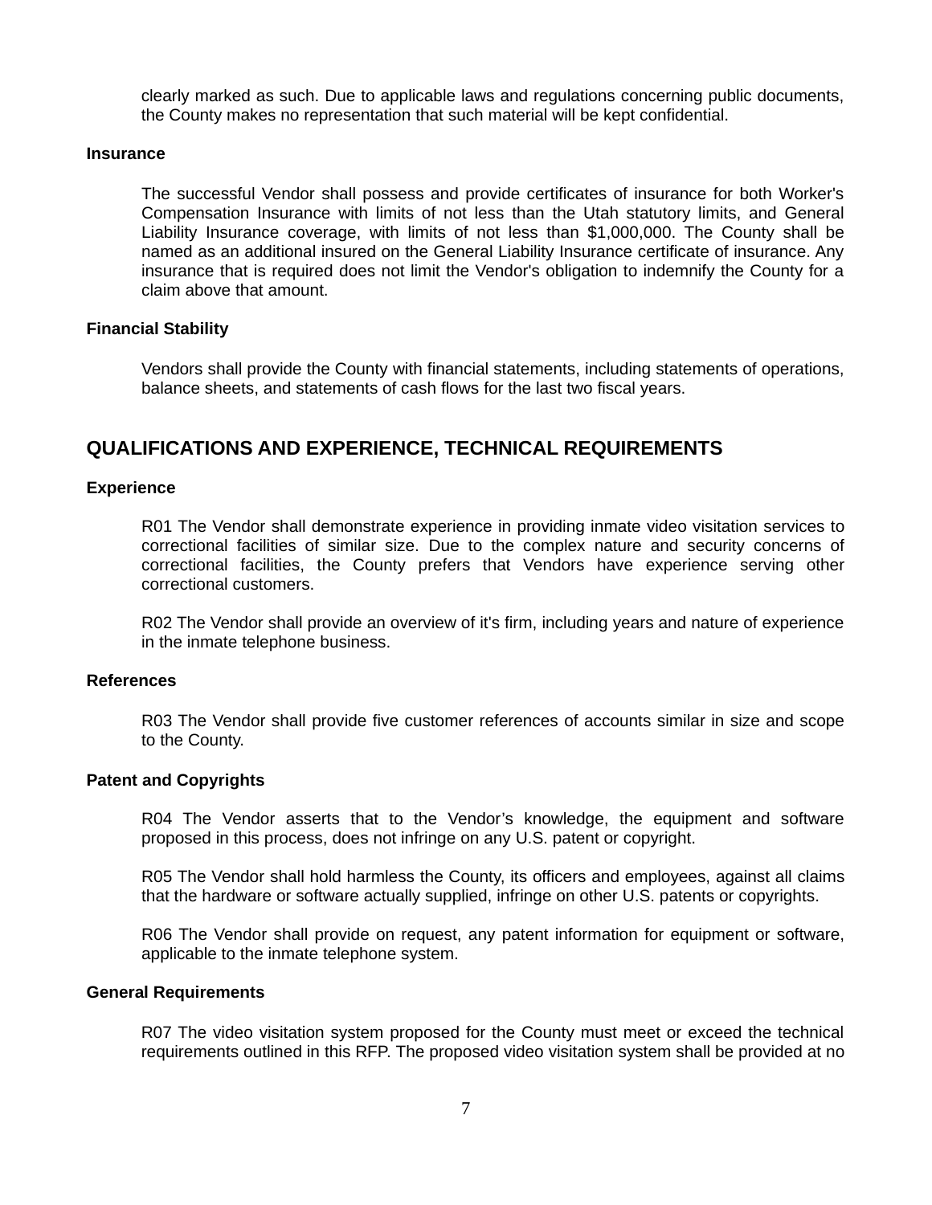clearly marked as such. Due to applicable laws and regulations concerning public documents, the County makes no representation that such material will be kept confidential.

**Insurance**

The successful Vendor shall possess and provide certificates of insurance for both Worker's Compensation Insurance with limits of not less than the Utah statutory limits, and General Liability Insurance coverage, with limits of not less than $1,000,000. The County shall be named as an additional insured on the General Liability Insurance certificate of insurance. Any insurance that is required does not limit the Vendor's obligation to indemnify the County for a claim above that amount.

**Financial Stability**

Vendors shall provide the County with financial statements, including statements of operations, balance sheets, and statements of cash flows for the last two fiscal years.

## QUALIFICATIONS AND EXPERIENCE, TECHNICAL REQUIREMENTS

**Experience**

R01 The Vendor shall demonstrate experience in providing inmate video visitation services to correctional facilities of similar size. Due to the complex nature and security concerns of correctional facilities, the County prefers that Vendors have experience serving other correctional customers.

R02 The Vendor shall provide an overview of it's firm, including years and nature of experience in the inmate telephone business.

**References**

R03 The Vendor shall provide five customer references of accounts similar in size and scope to the County.

**Patent and Copyrights**

R04 The Vendor asserts that to the Vendor's knowledge, the equipment and software proposed in this process, does not infringe on any U.S. patent or copyright.

R05 The Vendor shall hold harmless the County, its officers and employees, against all claims that the hardware or software actually supplied, infringe on other U.S. patents or copyrights.

R06 The Vendor shall provide on request, any patent information for equipment or software, applicable to the inmate telephone system.

**General Requirements**

R07 The video visitation system proposed for the County must meet or exceed the technical requirements outlined in this RFP. The proposed video visitation system shall be provided at no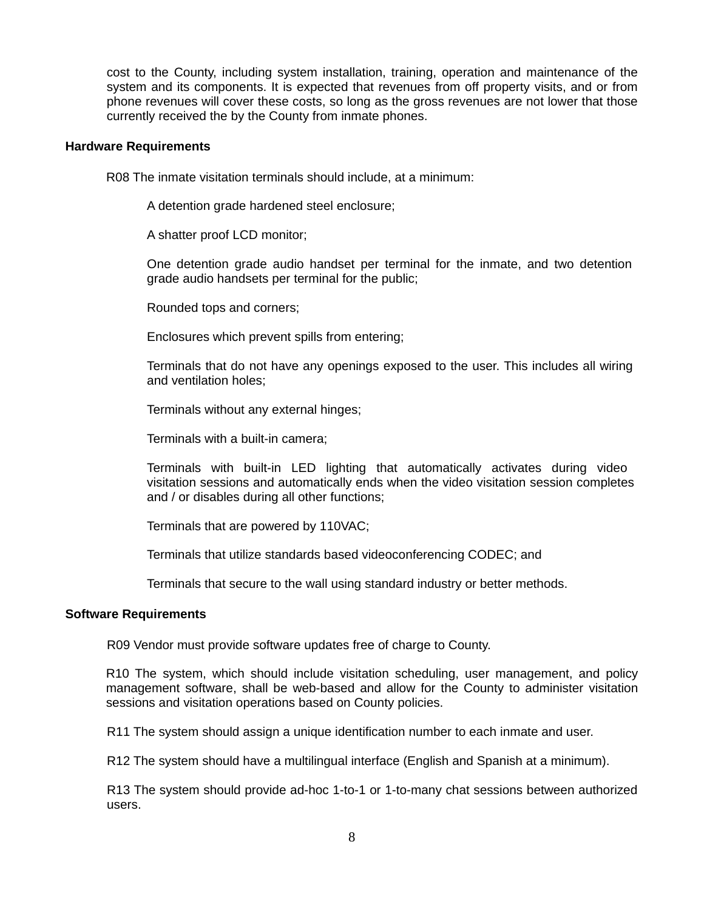cost to the County, including system installation, training, operation and maintenance of the system and its components. It is expected that revenues from off property visits, and or from phone revenues will cover these costs, so long as the gross revenues are not lower that those currently received the by the County from inmate phones.

**Hardware Requirements**

R08 The inmate visitation terminals should include, at a minimum:

A detention grade hardened steel enclosure;

A shatter proof LCD monitor;

One detention grade audio handset per terminal for the inmate, and two detention grade audio handsets per terminal for the public;

Rounded tops and corners;

Enclosures which prevent spills from entering;

Terminals that do not have any openings exposed to the user. This includes all wiring and ventilation holes;

Terminals without any external hinges;

Terminals with a built-in camera;

Terminals with built-in LED lighting that automatically activates during video visitation sessions and automatically ends when the video visitation session completes and / or disables during all other functions;

Terminals that are powered by 110VAC;

Terminals that utilize standards based videoconferencing CODEC; and

Terminals that secure to the wall using standard industry or better methods.

**Software Requirements**

R09 Vendor must provide software updates free of charge to County.

R10 The system, which should include visitation scheduling, user management, and policy management software, shall be web-based and allow for the County to administer visitation sessions and visitation operations based on County policies.

R11 The system should assign a unique identification number to each inmate and user.

R12 The system should have a multilingual interface (English and Spanish at a minimum).

R13 The system should provide ad-hoc 1-to-1 or 1-to-many chat sessions between authorized users.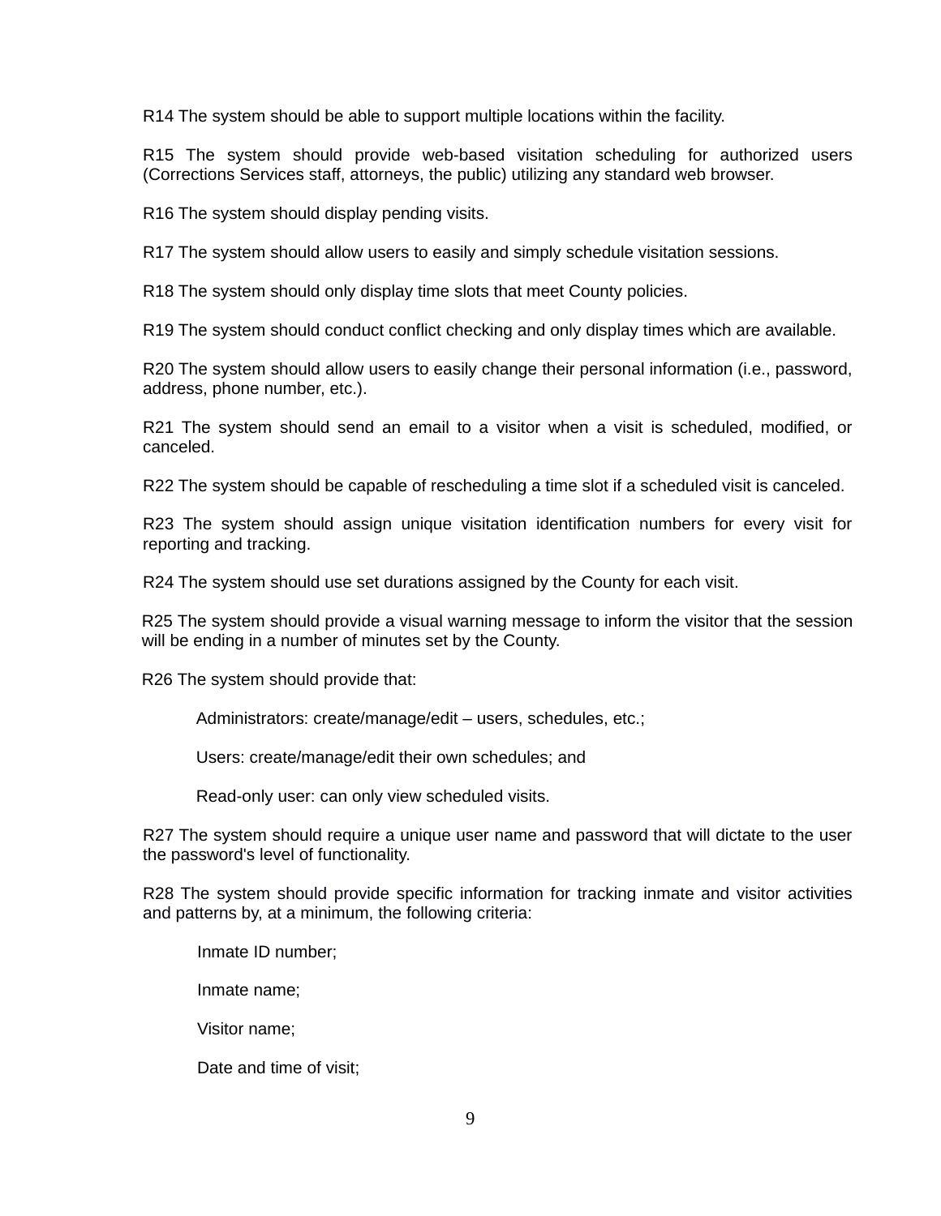R14 The system should be able to support multiple locations within the facility.

R15 The system should provide web-based visitation scheduling for authorized users (Corrections Services staff, attorneys, the public) utilizing any standard web browser.

R16 The system should display pending visits.

R17 The system should allow users to easily and simply schedule visitation sessions.

R18 The system should only display time slots that meet County policies.

R19 The system should conduct conflict checking and only display times which are available.

R20 The system should allow users to easily change their personal information (i.e., password, address, phone number, etc.).

R21 The system should send an email to a visitor when a visit is scheduled, modified, or canceled.

R22 The system should be capable of rescheduling a time slot if a scheduled visit is canceled.

R23 The system should assign unique visitation identification numbers for every visit for reporting and tracking.

R24 The system should use set durations assigned by the County for each visit.

R25 The system should provide a visual warning message to inform the visitor that the session will be ending in a number of minutes set by the County.

R26 The system should provide that:

- Administrators: create/manage/edit – users, schedules, etc.;
- Users: create/manage/edit their own schedules; and
- Read-only user: can only view scheduled visits.

R27 The system should require a unique user name and password that will dictate to the user the password's level of functionality.

R28 The system should provide specific information for tracking inmate and visitor activities and patterns by, at a minimum, the following criteria:

- Inmate ID number;
- Inmate name;
- Visitor name;
- Date and time of visit;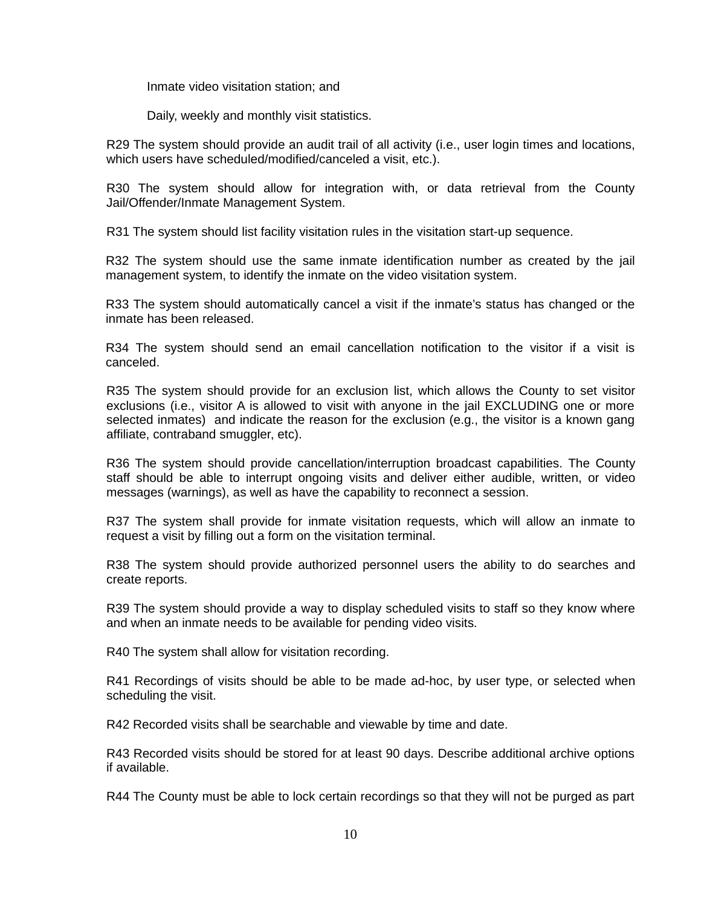Inmate video visitation station; and

Daily, weekly and monthly visit statistics.

R29 The system should provide an audit trail of all activity (i.e., user login times and locations, which users have scheduled/modified/canceled a visit, etc.).

R30 The system should allow for integration with, or data retrieval from the County Jail/Offender/Inmate Management System.

R31 The system should list facility visitation rules in the visitation start-up sequence.

R32 The system should use the same inmate identification number as created by the jail management system, to identify the inmate on the video visitation system.

R33 The system should automatically cancel a visit if the inmate's status has changed or the inmate has been released.

R34 The system should send an email cancellation notification to the visitor if a visit is canceled.

R35 The system should provide for an exclusion list, which allows the County to set visitor exclusions (i.e., visitor A is allowed to visit with anyone in the jail EXCLUDING one or more selected inmates) and indicate the reason for the exclusion (e.g., the visitor is a known gang affiliate, contraband smuggler, etc).

R36 The system should provide cancellation/interruption broadcast capabilities. The County staff should be able to interrupt ongoing visits and deliver either audible, written, or video messages (warnings), as well as have the capability to reconnect a session.

R37 The system shall provide for inmate visitation requests, which will allow an inmate to request a visit by filling out a form on the visitation terminal.

R38 The system should provide authorized personnel users the ability to do searches and create reports.

R39 The system should provide a way to display scheduled visits to staff so they know where and when an inmate needs to be available for pending video visits.

R40 The system shall allow for visitation recording.

R41 Recordings of visits should be able to be made ad-hoc, by user type, or selected when scheduling the visit.

R42 Recorded visits shall be searchable and viewable by time and date.

R43 Recorded visits should be stored for at least 90 days. Describe additional archive options if available.

R44 The County must be able to lock certain recordings so that they will not be purged as part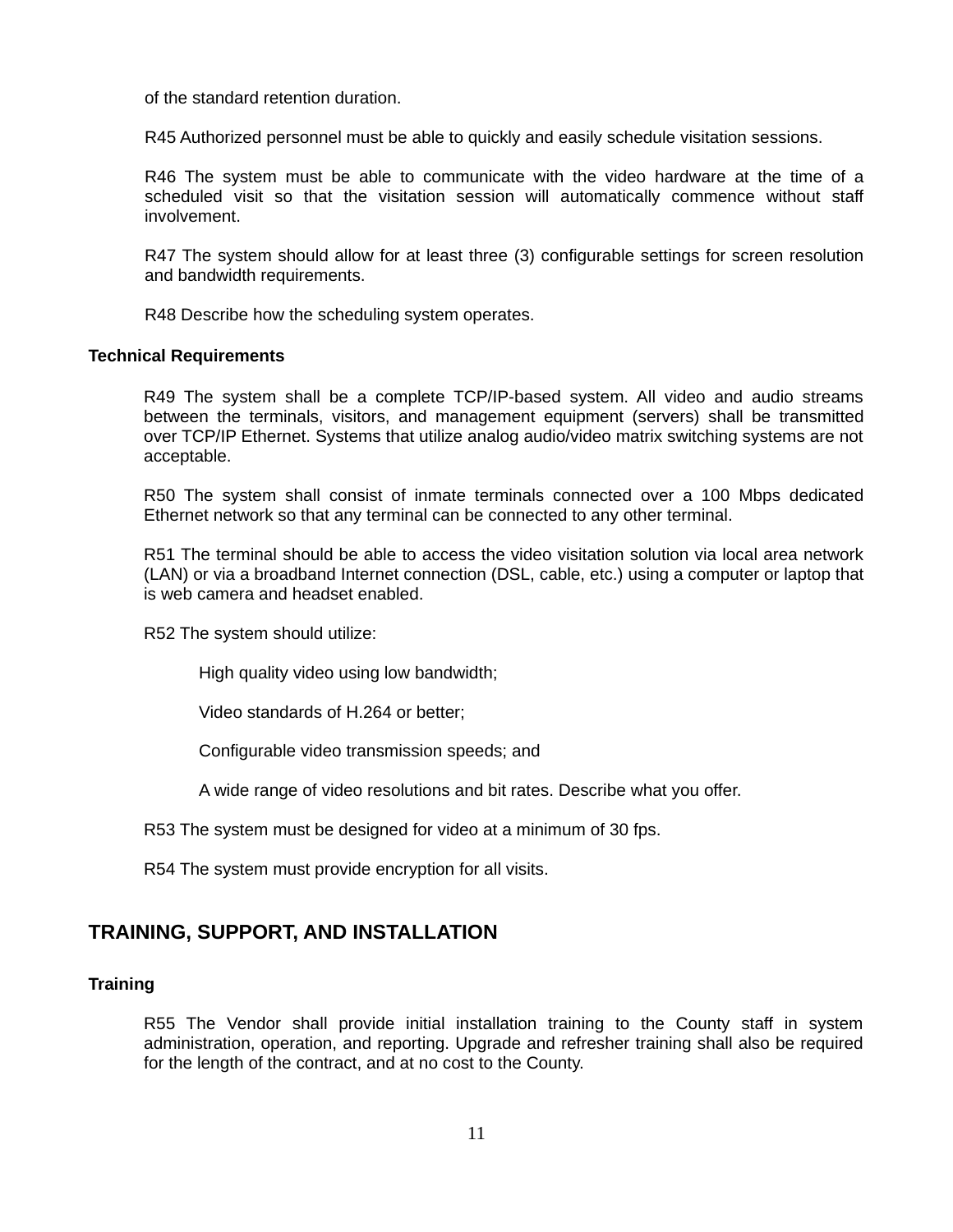of the standard retention duration.

R45 Authorized personnel must be able to quickly and easily schedule visitation sessions.

R46 The system must be able to communicate with the video hardware at the time of a scheduled visit so that the visitation session will automatically commence without staff involvement.

R47 The system should allow for at least three (3) configurable settings for screen resolution and bandwidth requirements.

R48 Describe how the scheduling system operates.

### Technical Requirements

R49 The system shall be a complete TCP/IP-based system. All video and audio streams between the terminals, visitors, and management equipment (servers) shall be transmitted over TCP/IP Ethernet. Systems that utilize analog audio/video matrix switching systems are not acceptable.

R50 The system shall consist of inmate terminals connected over a 100 Mbps dedicated Ethernet network so that any terminal can be connected to any other terminal.

R51 The terminal should be able to access the video visitation solution via local area network (LAN) or via a broadband Internet connection (DSL, cable, etc.) using a computer or laptop that is web camera and headset enabled.

R52 The system should utilize:

High quality video using low bandwidth;

Video standards of H.264 or better;

Configurable video transmission speeds; and

A wide range of video resolutions and bit rates. Describe what you offer.

R53 The system must be designed for video at a minimum of 30 fps.

R54 The system must provide encryption for all visits.

## TRAINING, SUPPORT, AND INSTALLATION

### Training

R55 The Vendor shall provide initial installation training to the County staff in system administration, operation, and reporting. Upgrade and refresher training shall also be required for the length of the contract, and at no cost to the County.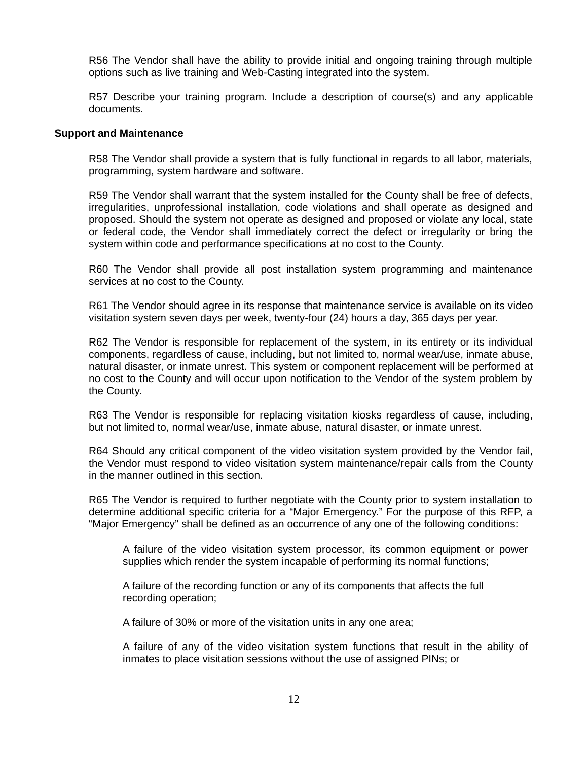R56 The Vendor shall have the ability to provide initial and ongoing training through multiple options such as live training and Web-Casting integrated into the system.

R57 Describe your training program. Include a description of course(s) and any applicable documents.

**Support and Maintenance**

R58 The Vendor shall provide a system that is fully functional in regards to all labor, materials, programming, system hardware and software.

R59 The Vendor shall warrant that the system installed for the County shall be free of defects, irregularities, unprofessional installation, code violations and shall operate as designed and proposed. Should the system not operate as designed and proposed or violate any local, state or federal code, the Vendor shall immediately correct the defect or irregularity or bring the system within code and performance specifications at no cost to the County.

R60 The Vendor shall provide all post installation system programming and maintenance services at no cost to the County.

R61 The Vendor should agree in its response that maintenance service is available on its video visitation system seven days per week, twenty-four (24) hours a day, 365 days per year.

R62 The Vendor is responsible for replacement of the system, in its entirety or its individual components, regardless of cause, including, but not limited to, normal wear/use, inmate abuse, natural disaster, or inmate unrest. This system or component replacement will be performed at no cost to the County and will occur upon notification to the Vendor of the system problem by the County.

R63 The Vendor is responsible for replacing visitation kiosks regardless of cause, including, but not limited to, normal wear/use, inmate abuse, natural disaster, or inmate unrest.

R64 Should any critical component of the video visitation system provided by the Vendor fail, the Vendor must respond to video visitation system maintenance/repair calls from the County in the manner outlined in this section.

R65 The Vendor is required to further negotiate with the County prior to system installation to determine additional specific criteria for a "Major Emergency." For the purpose of this RFP, a "Major Emergency" shall be defined as an occurrence of any one of the following conditions:

A failure of the video visitation system processor, its common equipment or power supplies which render the system incapable of performing its normal functions;

A failure of the recording function or any of its components that affects the full recording operation;

A failure of 30% or more of the visitation units in any one area;

A failure of any of the video visitation system functions that result in the ability of inmates to place visitation sessions without the use of assigned PINs; or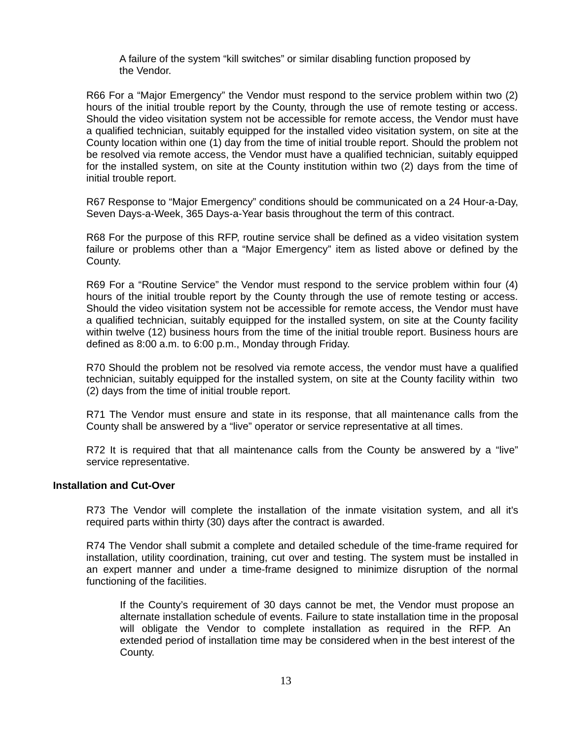A failure of the system “kill switches” or similar disabling function proposed by the Vendor.

R66 For a “Major Emergency” the Vendor must respond to the service problem within two (2) hours of the initial trouble report by the County, through the use of remote testing or access. Should the video visitation system not be accessible for remote access, the Vendor must have a qualified technician, suitably equipped for the installed video visitation system, on site at the County location within one (1) day from the time of initial trouble report. Should the problem not be resolved via remote access, the Vendor must have a qualified technician, suitably equipped for the installed system, on site at the County institution within two (2) days from the time of initial trouble report.

R67 Response to “Major Emergency” conditions should be communicated on a 24 Hour-a-Day, Seven Days-a-Week, 365 Days-a-Year basis throughout the term of this contract.

R68 For the purpose of this RFP, routine service shall be defined as a video visitation system failure or problems other than a “Major Emergency” item as listed above or defined by the County.

R69 For a “Routine Service” the Vendor must respond to the service problem within four (4) hours of the initial trouble report by the County through the use of remote testing or access. Should the video visitation system not be accessible for remote access, the Vendor must have a qualified technician, suitably equipped for the installed system, on site at the County facility within twelve (12) business hours from the time of the initial trouble report. Business hours are defined as 8:00 a.m. to 6:00 p.m., Monday through Friday.

R70 Should the problem not be resolved via remote access, the vendor must have a qualified technician, suitably equipped for the installed system, on site at the County facility within two (2) days from the time of initial trouble report.

R71 The Vendor must ensure and state in its response, that all maintenance calls from the County shall be answered by a “live” operator or service representative at all times.

R72 It is required that that all maintenance calls from the County be answered by a “live” service representative.

**Installation and Cut-Over**

R73 The Vendor will complete the installation of the inmate visitation system, and all it's required parts within thirty (30) days after the contract is awarded.

R74 The Vendor shall submit a complete and detailed schedule of the time-frame required for installation, utility coordination, training, cut over and testing. The system must be installed in an expert manner and under a time-frame designed to minimize disruption of the normal functioning of the facilities.

If the County’s requirement of 30 days cannot be met, the Vendor must propose an alternate installation schedule of events. Failure to state installation time in the proposal will obligate the Vendor to complete installation as required in the RFP. An extended period of installation time may be considered when in the best interest of the County.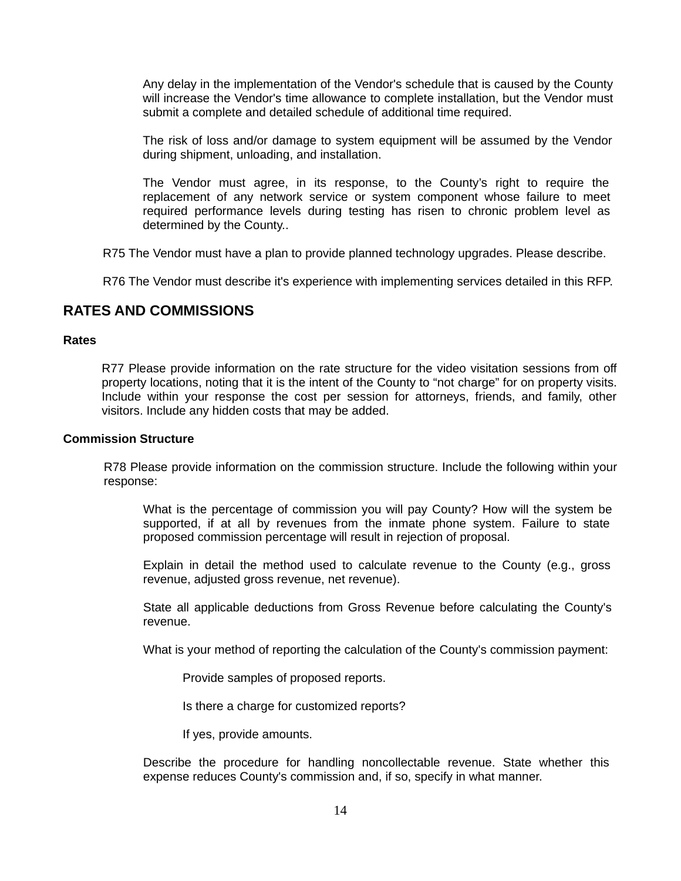Any delay in the implementation of the Vendor's schedule that is caused by the County will increase the Vendor's time allowance to complete installation, but the Vendor must submit a complete and detailed schedule of additional time required.

The risk of loss and/or damage to system equipment will be assumed by the Vendor during shipment, unloading, and installation.

The Vendor must agree, in its response, to the County's right to require the replacement of any network service or system component whose failure to meet required performance levels during testing has risen to chronic problem level as determined by the County..

R75 The Vendor must have a plan to provide planned technology upgrades. Please describe.

R76 The Vendor must describe it's experience with implementing services detailed in this RFP.

## RATES AND COMMISSIONS

### Rates

R77 Please provide information on the rate structure for the video visitation sessions from off property locations, noting that it is the intent of the County to "not charge" for on property visits. Include within your response the cost per session for attorneys, friends, and family, other visitors. Include any hidden costs that may be added.

### Commission Structure

R78 Please provide information on the commission structure. Include the following within your response:

What is the percentage of commission you will pay County? How will the system be supported, if at all by revenues from the inmate phone system. Failure to state proposed commission percentage will result in rejection of proposal.

Explain in detail the method used to calculate revenue to the County (e.g., gross revenue, adjusted gross revenue, net revenue).

State all applicable deductions from Gross Revenue before calculating the County's revenue.

What is your method of reporting the calculation of the County's commission payment:

Provide samples of proposed reports.

Is there a charge for customized reports?

If yes, provide amounts.

Describe the procedure for handling noncollectable revenue. State whether this expense reduces County's commission and, if so, specify in what manner.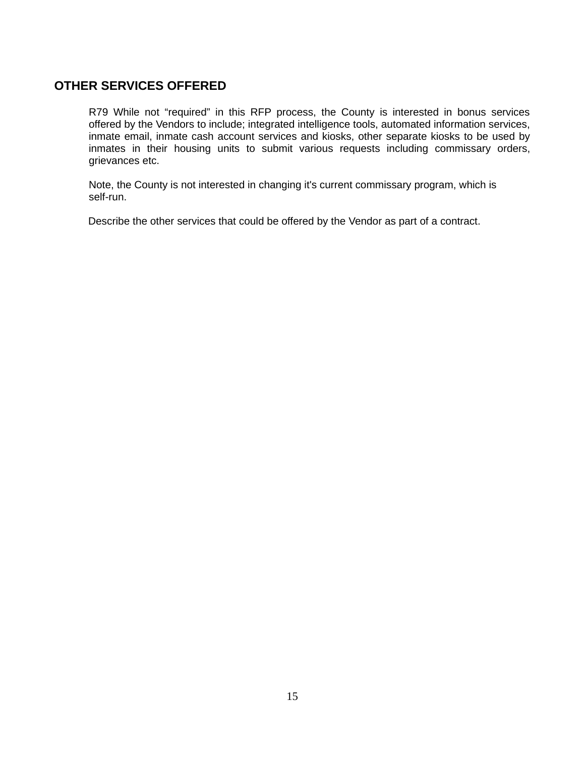## OTHER SERVICES OFFERED

R79 While not “required” in this RFP process, the County is interested in bonus services offered by the Vendors to include; integrated intelligence tools, automated information services, inmate email, inmate cash account services and kiosks, other separate kiosks to be used by inmates in their housing units to submit various requests including commissary orders, grievances etc.

Note, the County is not interested in changing it's current commissary program, which is self-run.

Describe the other services that could be offered by the Vendor as part of a contract.